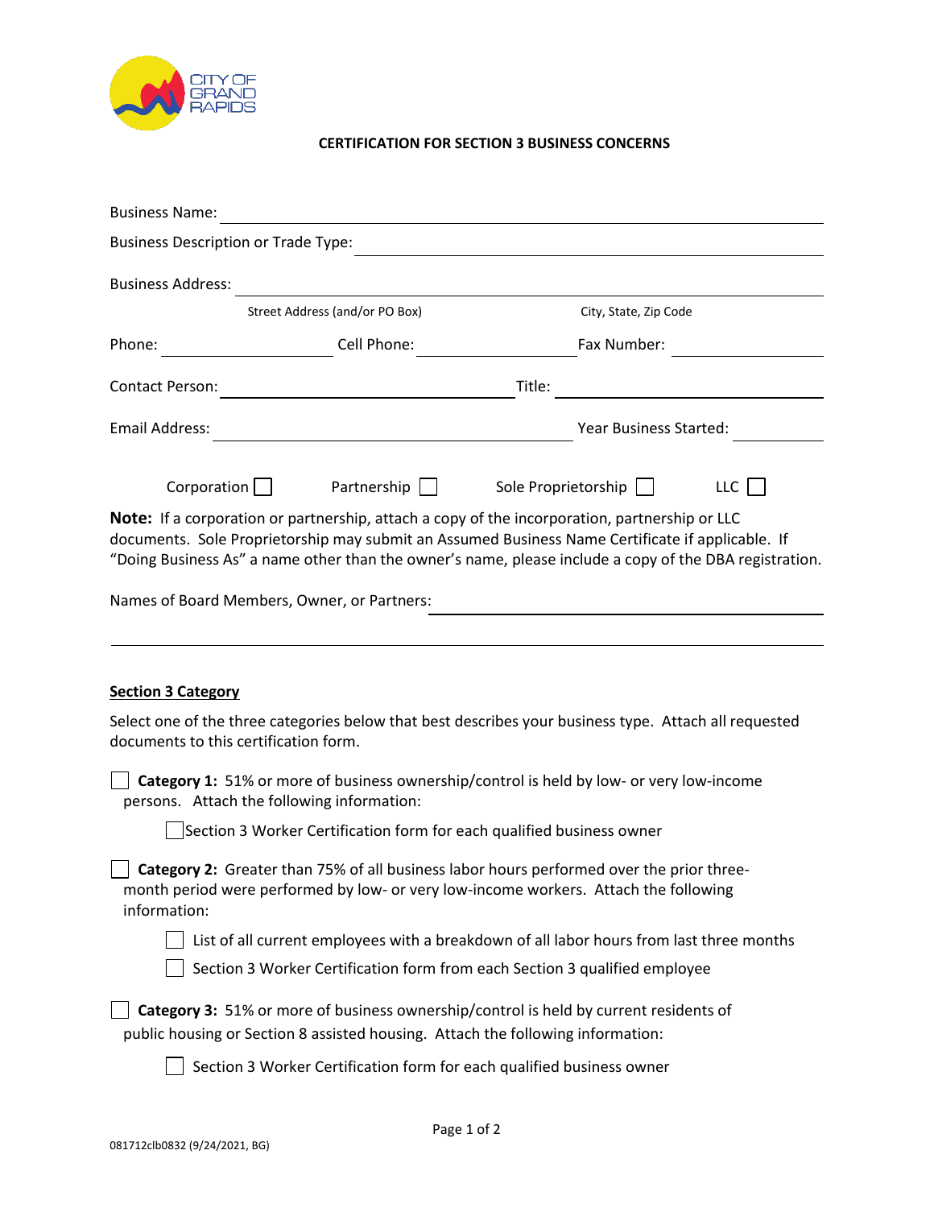CITY OF GRAND RAPIDS

# CERTIFICATION FOR SECTION 3 BUSINESS CONCERNS

Business Name: \_\_\_\_\_\_\_\_\_\_\_\_\_\_\_\_\_\_\_\_\_\_\_\_\_\_\_\_\_\_\_\_\_\_\_\_\_\_\_\_

Business Description or Trade Type: \_\_\_\_\_\_\_\_\_\_\_\_\_\_\_\_\_\_\_\_\_\_\_\_\_\_\_\_\_\_\_\_\_\_\_\_\_\_\_\_

Business Address: \_\_\_\_\_\_\_\_\_\_\_\_\_\_\_\_\_\_\_\_\_\_\_\_\_\_\_\_\_\_\_\_\_\_\_\_\_\_\_\_

Street Address (and/or PO Box) — City, State, Zip Code

Phone: \_\_\_\_\_\_\_\_\_\_\_\_ Cell Phone: \_\_\_\_\_\_\_\_\_\_\_\_ Fax Number: \_\_\_\_\_\_\_\_\_\_\_\_

Contact Person: \_\_\_\_\_\_\_\_\_\_\_\_\_\_\_\_\_\_\_\_\_\_\_\_ Title: \_\_\_\_\_\_\_\_\_\_\_\_\_\_\_\_\_\_\_\_

Email Address: \_\_\_\_\_\_\_\_\_\_\_\_\_\_\_\_\_\_\_\_\_\_\_\_ Year Business Started: \_\_\_\_\_\_\_\_

☐ Corporation ☐ Partnership ☐ Sole Proprietorship ☐ LLC

**Note:** If a corporation or partnership, attach a copy of the incorporation, partnership or LLC documents. Sole Proprietorship may submit an Assumed Business Name Certificate if applicable. If "Doing Business As" a name other than the owner's name, please include a copy of the DBA registration.

Names of Board Members, Owner, or Partners: \_\_\_\_\_\_\_\_\_\_\_\_\_\_\_\_\_\_\_\_\_\_\_\_\_\_\_\_\_\_\_\_\_\_\_\_\_\_\_\_

\_\_\_\_\_\_\_\_\_\_\_\_\_\_\_\_\_\_\_\_\_\_\_\_\_\_\_\_\_\_\_\_\_\_\_\_\_\_\_\_\_\_\_\_\_\_\_\_\_\_\_\_\_\_\_\_\_\_\_\_\_\_\_\_\_\_\_\_\_\_\_\_\_\_\_\_\_\_

## Section 3 Category

Select one of the three categories below that best describes your business type. Attach all requested documents to this certification form.

☐ **Category 1:** 51% or more of business ownership/control is held by low- or very low-income persons. Attach the following information:

- ☐ Section 3 Worker Certification form for each qualified business owner

☐ **Category 2:** Greater than 75% of all business labor hours performed over the prior three-month period were performed by low- or very low-income workers. Attach the following information:

- ☐ List of all current employees with a breakdown of all labor hours from last three months
- ☐ Section 3 Worker Certification form from each Section 3 qualified employee

☐ **Category 3:** 51% or more of business ownership/control is held by current residents of public housing or Section 8 assisted housing. Attach the following information:

- ☐ Section 3 Worker Certification form for each qualified business owner

081712clb0832 (9/24/2021, BG)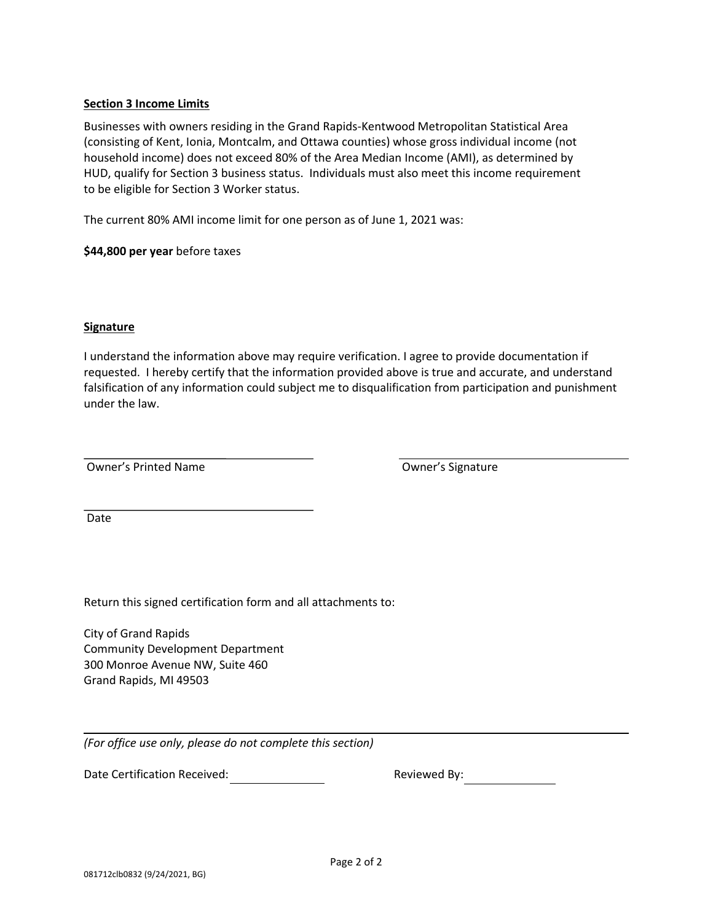**Section 3 Income Limits**

Businesses with owners residing in the Grand Rapids-Kentwood Metropolitan Statistical Area (consisting of Kent, Ionia, Montcalm, and Ottawa counties) whose gross individual income (not household income) does not exceed 80% of the Area Median Income (AMI), as determined by HUD, qualify for Section 3 business status. Individuals must also meet this income requirement to be eligible for Section 3 Worker status.

The current 80% AMI income limit for one person as of June 1, 2021 was:

**$44,800 per year** before taxes

**Signature**

I understand the information above may require verification. I agree to provide documentation if requested. I hereby certify that the information provided above is true and accurate, and understand falsification of any information could subject me to disqualification from participation and punishment under the law.

\_\_\_\_\_\_\_\_\_\_\_\_\_\_\_\_\_\_\_\_\_\_\_\_\_\_\_\_\_\_\_\_\_\_\_\_
Owner's Printed Name

\_\_\_\_\_\_\_\_\_\_\_\_\_\_\_\_\_\_\_\_\_\_\_\_\_\_\_\_\_\_\_\_\_\_\_\_
Owner's Signature

\_\_\_\_\_\_\_\_\_\_\_\_\_\_\_\_\_\_\_\_\_\_\_\_\_\_\_\_\_\_\_\_\_\_\_\_
Date

Return this signed certification form and all attachments to:

City of Grand Rapids
Community Development Department
300 Monroe Avenue NW, Suite 460
Grand Rapids, MI 49503

---

*(For office use only, please do not complete this section)*

Date Certification Received: \_\_\_\_\_\_\_\_\_\_\_\_\_\_ Reviewed By: \_\_\_\_\_\_\_\_\_\_\_\_\_\_

081712clb0832 (9/24/2021, BG)